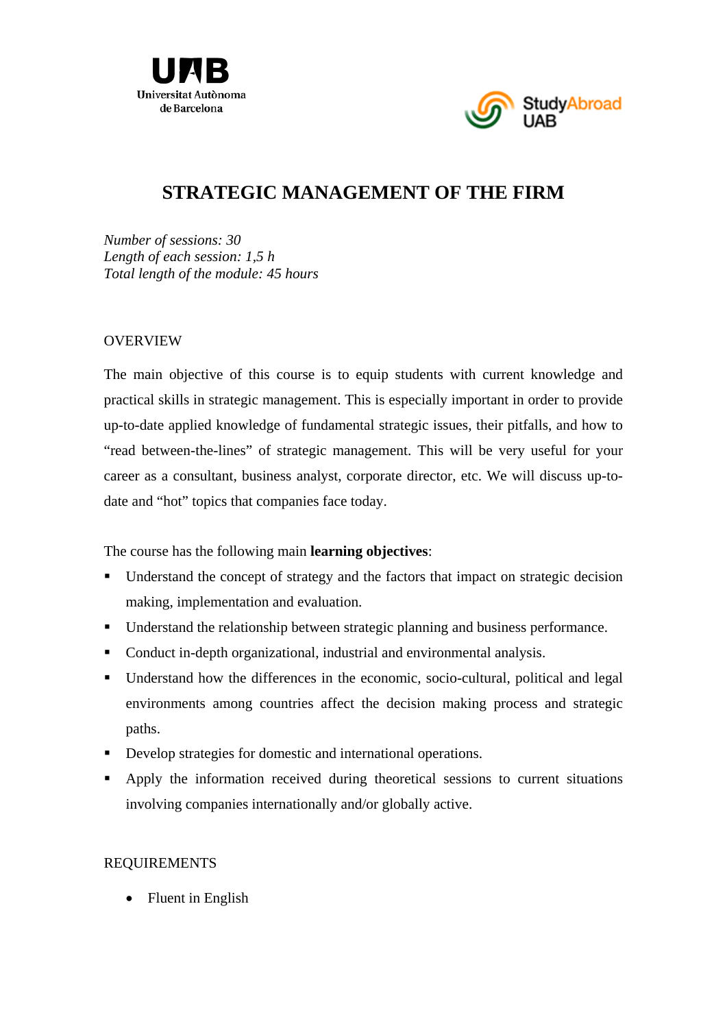# STRATEGIC MANAGEMENT OF THE FIRM

*Number of sessions: 30*
*Length of each session: 1,5 h*
*Total length of the module: 45 hours*

## OVERVIEW

The main objective of this course is to equip students with current knowledge and practical skills in strategic management. This is especially important in order to provide up-to-date applied knowledge of fundamental strategic issues, their pitfalls, and how to "read between-the-lines" of strategic management. This will be very useful for your career as a consultant, business analyst, corporate director, etc. We will discuss up-to-date and "hot" topics that companies face today.

The course has the following main **learning objectives**:

- Understand the concept of strategy and the factors that impact on strategic decision making, implementation and evaluation.
- Understand the relationship between strategic planning and business performance.
- Conduct in-depth organizational, industrial and environmental analysis.
- Understand how the differences in the economic, socio-cultural, political and legal environments among countries affect the decision making process and strategic paths.
- Develop strategies for domestic and international operations.
- Apply the information received during theoretical sessions to current situations involving companies internationally and/or globally active.

## REQUIREMENTS

- Fluent in English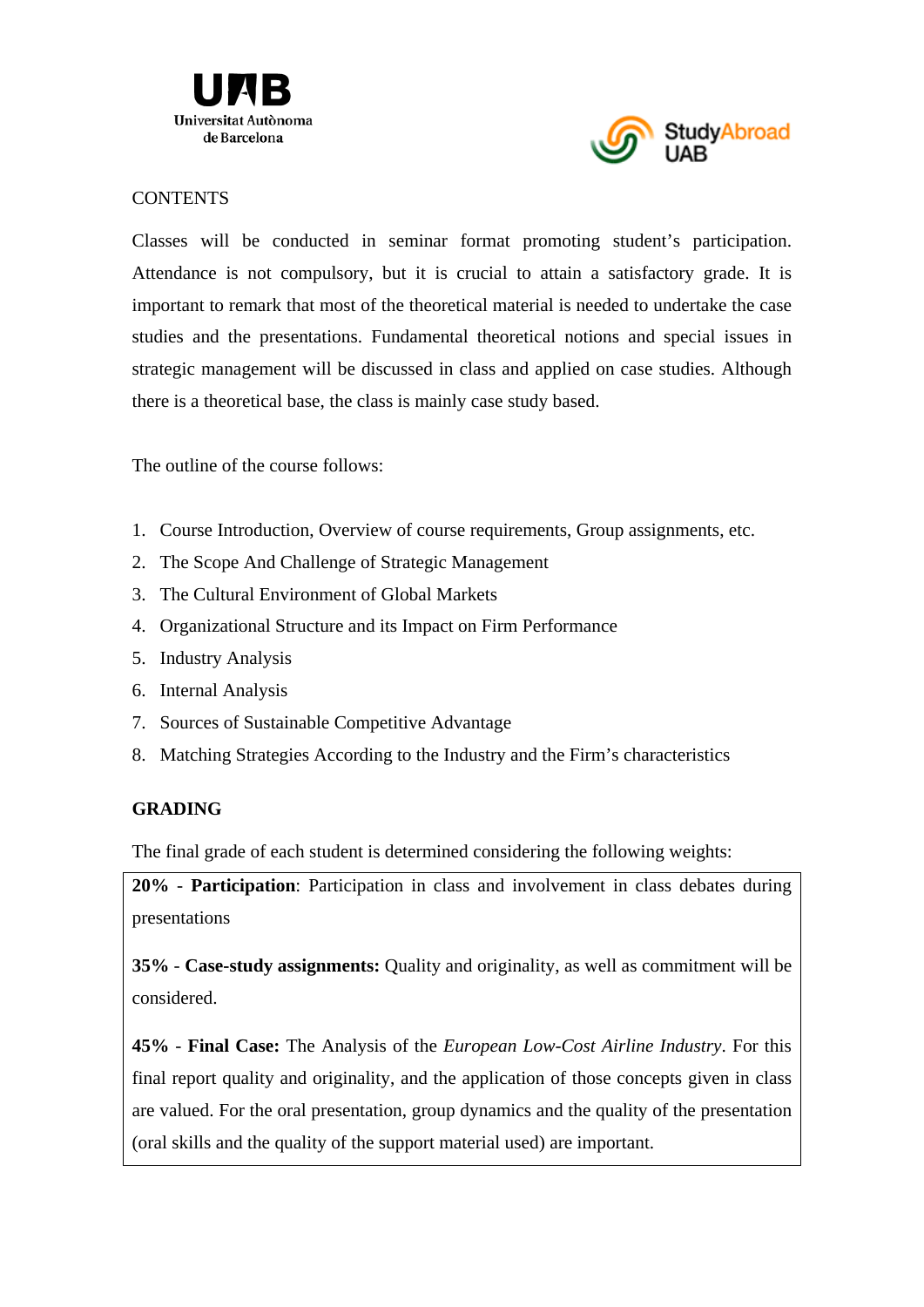CONTENTS

Classes will be conducted in seminar format promoting student's participation. Attendance is not compulsory, but it is crucial to attain a satisfactory grade. It is important to remark that most of the theoretical material is needed to undertake the case studies and the presentations. Fundamental theoretical notions and special issues in strategic management will be discussed in class and applied on case studies. Although there is a theoretical base, the class is mainly case study based.

The outline of the course follows:

1. Course Introduction, Overview of course requirements, Group assignments, etc.
2. The Scope And Challenge of Strategic Management
3. The Cultural Environment of Global Markets
4. Organizational Structure and its Impact on Firm Performance
5. Industry Analysis
6. Internal Analysis
7. Sources of Sustainable Competitive Advantage
8. Matching Strategies According to the Industry and the Firm's characteristics

**GRADING**

The final grade of each student is determined considering the following weights:

**20% - Participation**: Participation in class and involvement in class debates during presentations

**35% - Case-study assignments:** Quality and originality, as well as commitment will be considered.

**45% - Final Case:** The Analysis of the *European Low-Cost Airline Industry*. For this final report quality and originality, and the application of those concepts given in class are valued. For the oral presentation, group dynamics and the quality of the presentation (oral skills and the quality of the support material used) are important.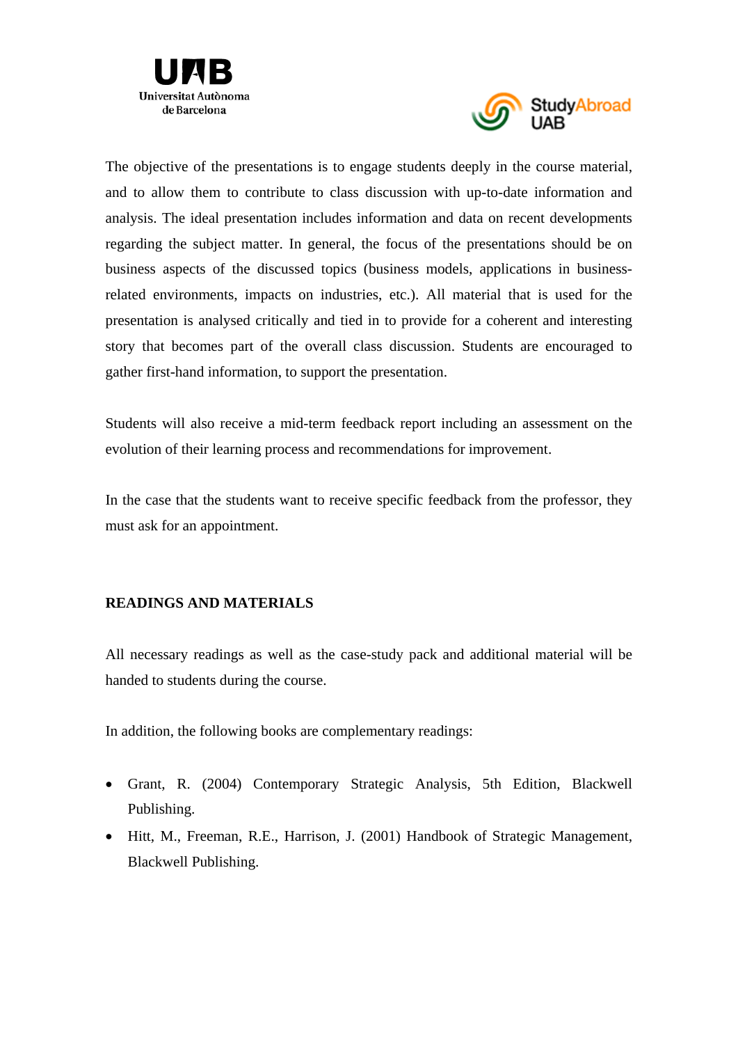The objective of the presentations is to engage students deeply in the course material, and to allow them to contribute to class discussion with up-to-date information and analysis. The ideal presentation includes information and data on recent developments regarding the subject matter. In general, the focus of the presentations should be on business aspects of the discussed topics (business models, applications in business-related environments, impacts on industries, etc.). All material that is used for the presentation is analysed critically and tied in to provide for a coherent and interesting story that becomes part of the overall class discussion. Students are encouraged to gather first-hand information, to support the presentation.

Students will also receive a mid-term feedback report including an assessment on the evolution of their learning process and recommendations for improvement.

In the case that the students want to receive specific feedback from the professor, they must ask for an appointment.

## READINGS AND MATERIALS

All necessary readings as well as the case-study pack and additional material will be handed to students during the course.

In addition, the following books are complementary readings:

- Grant, R. (2004) Contemporary Strategic Analysis, 5th Edition, Blackwell Publishing.
- Hitt, M., Freeman, R.E., Harrison, J. (2001) Handbook of Strategic Management, Blackwell Publishing.